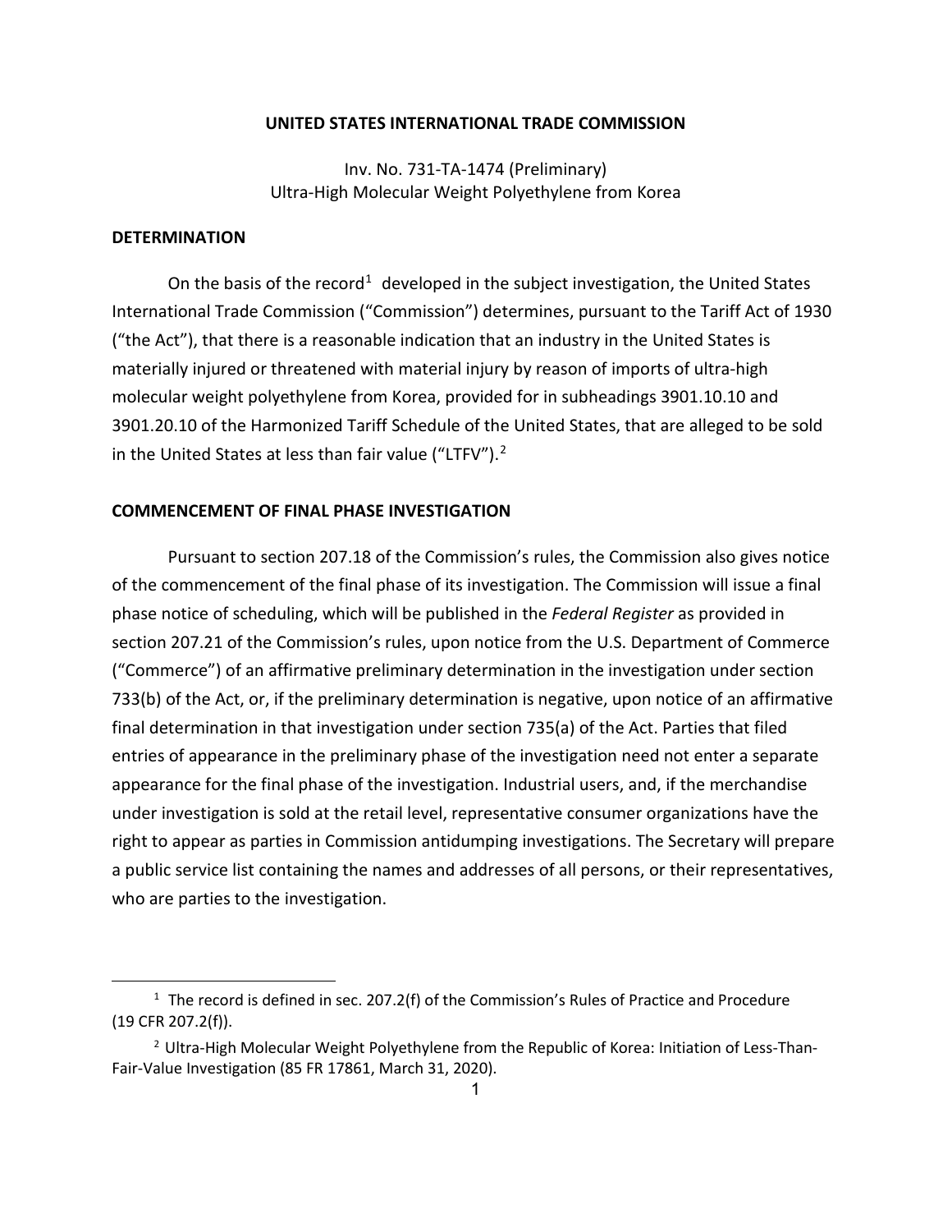**UNITED STATES INTERNATIONAL TRADE COMMISSION**

Inv. No. 731-TA-1474 (Preliminary)
Ultra-High Molecular Weight Polyethylene from Korea

**DETERMINATION**

On the basis of the record[1] developed in the subject investigation, the United States International Trade Commission ("Commission") determines, pursuant to the Tariff Act of 1930 ("the Act"), that there is a reasonable indication that an industry in the United States is materially injured or threatened with material injury by reason of imports of ultra-high molecular weight polyethylene from Korea, provided for in subheadings 3901.10.10 and 3901.20.10 of the Harmonized Tariff Schedule of the United States, that are alleged to be sold in the United States at less than fair value ("LTFV").[2]

**COMMENCEMENT OF FINAL PHASE INVESTIGATION**

Pursuant to section 207.18 of the Commission's rules, the Commission also gives notice of the commencement of the final phase of its investigation. The Commission will issue a final phase notice of scheduling, which will be published in the *Federal Register* as provided in section 207.21 of the Commission's rules, upon notice from the U.S. Department of Commerce ("Commerce") of an affirmative preliminary determination in the investigation under section 733(b) of the Act, or, if the preliminary determination is negative, upon notice of an affirmative final determination in that investigation under section 735(a) of the Act. Parties that filed entries of appearance in the preliminary phase of the investigation need not enter a separate appearance for the final phase of the investigation. Industrial users, and, if the merchandise under investigation is sold at the retail level, representative consumer organizations have the right to appear as parties in Commission antidumping investigations. The Secretary will prepare a public service list containing the names and addresses of all persons, or their representatives, who are parties to the investigation.

[1] The record is defined in sec. 207.2(f) of the Commission's Rules of Practice and Procedure (19 CFR 207.2(f)).

[2] Ultra-High Molecular Weight Polyethylene from the Republic of Korea: Initiation of Less-Than-Fair-Value Investigation (85 FR 17861, March 31, 2020).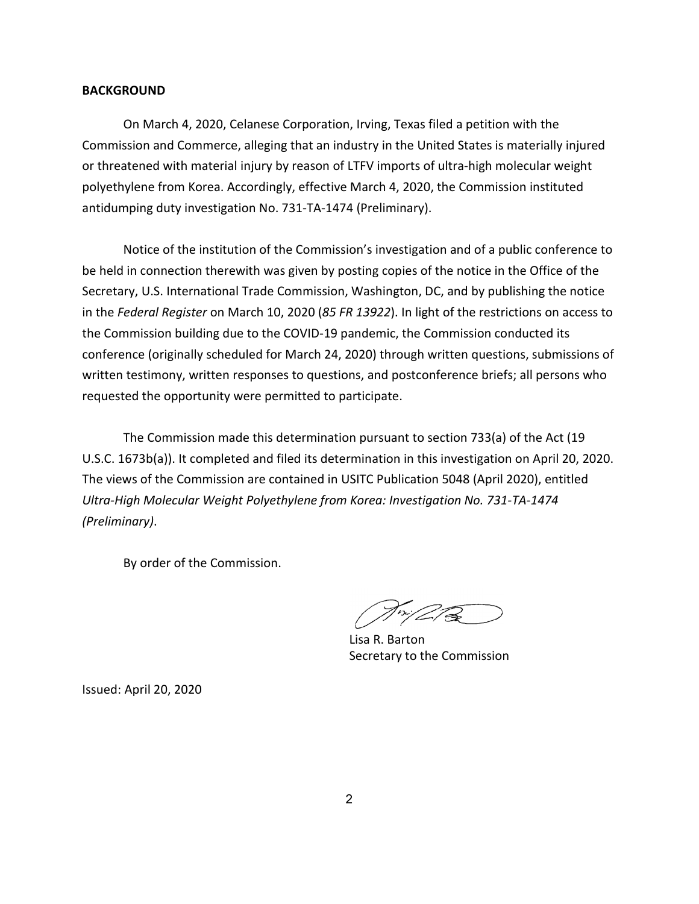**BACKGROUND**

On March 4, 2020, Celanese Corporation, Irving, Texas filed a petition with the Commission and Commerce, alleging that an industry in the United States is materially injured or threatened with material injury by reason of LTFV imports of ultra-high molecular weight polyethylene from Korea. Accordingly, effective March 4, 2020, the Commission instituted antidumping duty investigation No. 731-TA-1474 (Preliminary).

Notice of the institution of the Commission's investigation and of a public conference to be held in connection therewith was given by posting copies of the notice in the Office of the Secretary, U.S. International Trade Commission, Washington, DC, and by publishing the notice in the *Federal Register* on March 10, 2020 (*85 FR 13922*). In light of the restrictions on access to the Commission building due to the COVID-19 pandemic, the Commission conducted its conference (originally scheduled for March 24, 2020) through written questions, submissions of written testimony, written responses to questions, and postconference briefs; all persons who requested the opportunity were permitted to participate.

The Commission made this determination pursuant to section 733(a) of the Act (19 U.S.C. 1673b(a)). It completed and filed its determination in this investigation on April 20, 2020. The views of the Commission are contained in USITC Publication 5048 (April 2020), entitled *Ultra-High Molecular Weight Polyethylene from Korea: Investigation No. 731-TA-1474 (Preliminary)*.

By order of the Commission.

Lisa R. Barton
Secretary to the Commission

Issued: April 20, 2020